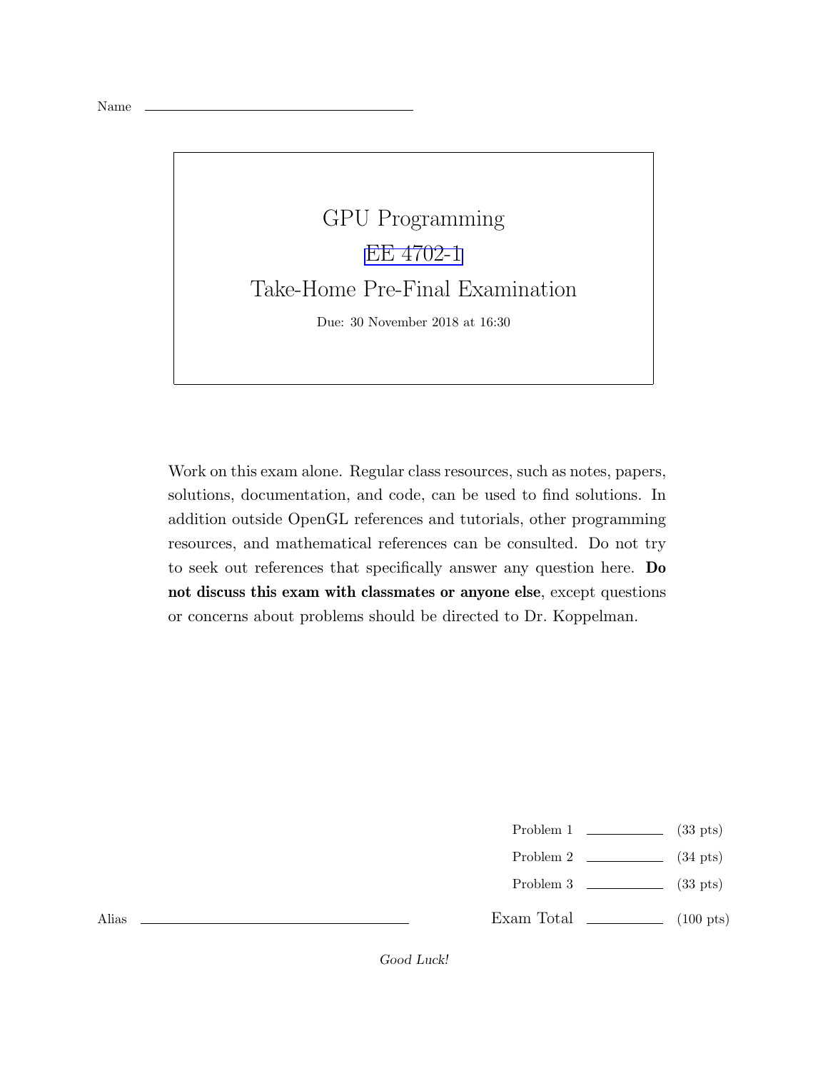Name ______________________________

# GPU Programming

## EE 4702-1

## Take-Home Pre-Final Examination

Due: 30 November 2018 at 16:30

Work on this exam alone. Regular class resources, such as notes, papers, solutions, documentation, and code, can be used to find solutions. In addition outside OpenGL references and tutorials, other programming resources, and mathematical references can be consulted. Do not try to seek out references that specifically answer any question here. **Do not discuss this exam with classmates or anyone else**, except questions or concerns about problems should be directed to Dr. Koppelman.

| | | |
|---|---|---|
| Problem 1 | ________ | (33 pts) |
| Problem 2 | ________ | (34 pts) |
| Problem 3 | ________ | (33 pts) |
| Exam Total | ________ | (100 pts) |

Alias ______________________________

*Good Luck!*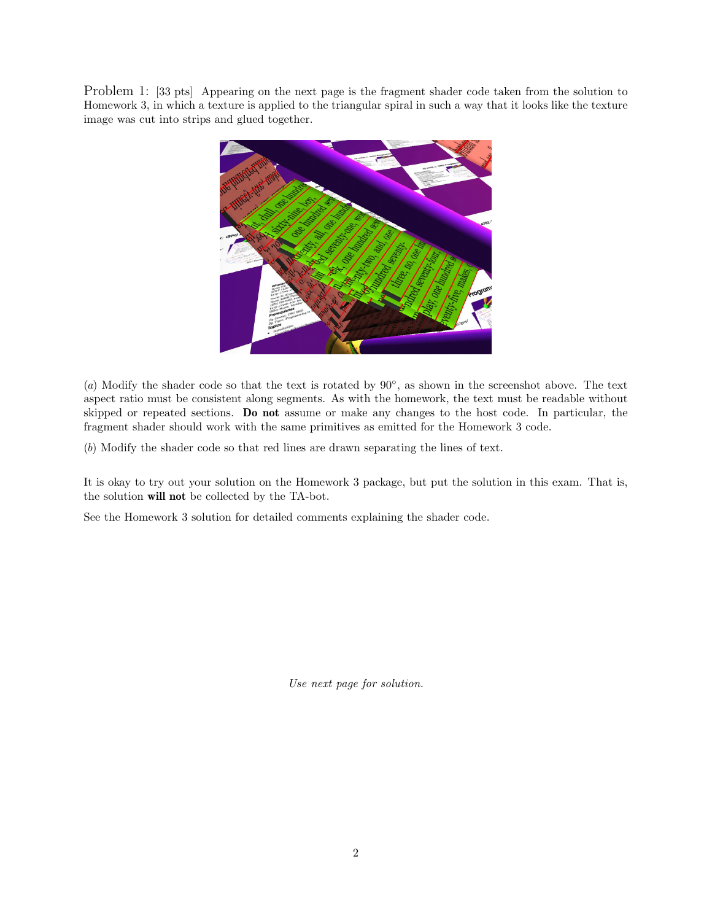Problem 1: [33 pts] Appearing on the next page is the fragment shader code taken from the solution to Homework 3, in which a texture is applied to the triangular spiral in such a way that it looks like the texture image was cut into strips and glued together.

(*a*) Modify the shader code so that the text is rotated by 90°, as shown in the screenshot above. The text aspect ratio must be consistent along segments. As with the homework, the text must be readable without skipped or repeated sections. **Do not** assume or make any changes to the host code. In particular, the fragment shader should work with the same primitives as emitted for the Homework 3 code.

(*b*) Modify the shader code so that red lines are drawn separating the lines of text.

It is okay to try out your solution on the Homework 3 package, but put the solution in this exam. That is, the solution **will not** be collected by the TA-bot.

See the Homework 3 solution for detailed comments explaining the shader code.

*Use next page for solution.*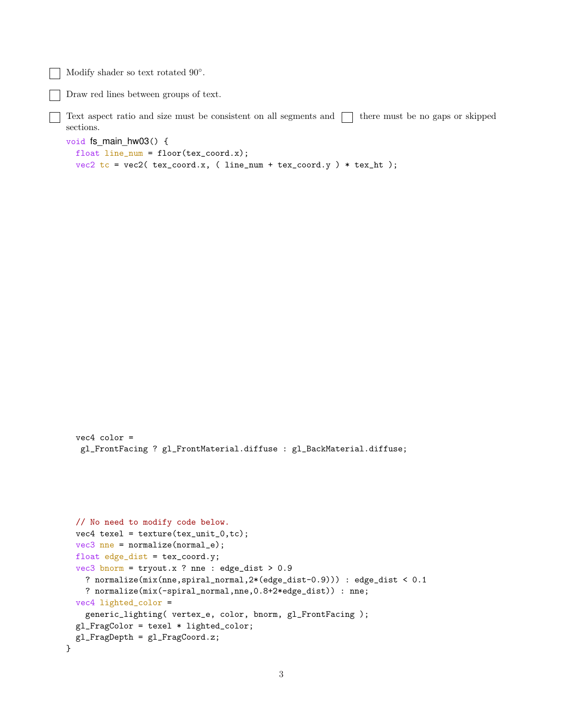☐ Modify shader so text rotated 90°.

☐ Draw red lines between groups of text.

☐ Text aspect ratio and size must be consistent on all segments and ☐ there must be no gaps or skipped sections.

```
void fs_main_hw03() {
  float line_num = floor(tex_coord.x);
  vec2 tc = vec2( tex_coord.x, ( line_num + tex_coord.y ) * tex_ht );
```

```
  vec4 color =
   gl_FrontFacing ? gl_FrontMaterial.diffuse : gl_BackMaterial.diffuse;
```

```
  // No need to modify code below.
  vec4 texel = texture(tex_unit_0,tc);
  vec3 nne = normalize(normal_e);
  float edge_dist = tex_coord.y;
  vec3 bnorm = tryout.x ? nne : edge_dist > 0.9
    ? normalize(mix(nne,spiral_normal,2*(edge_dist-0.9))) : edge_dist < 0.1
    ? normalize(mix(-spiral_normal,nne,0.8+2*edge_dist)) : nne;
  vec4 lighted_color =
    generic_lighting( vertex_e, color, bnorm, gl_FrontFacing );
  gl_FragColor = texel * lighted_color;
  gl_FragDepth = gl_FragCoord.z;
}
```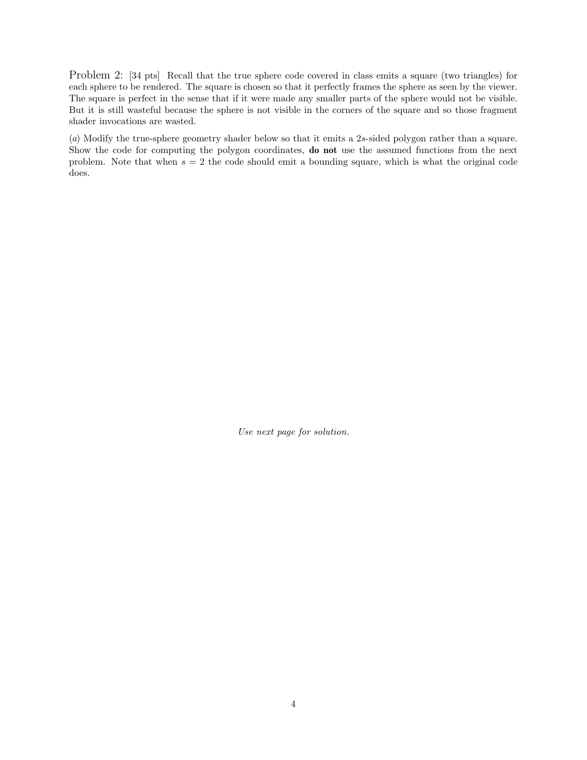Problem 2: [34 pts] Recall that the true sphere code covered in class emits a square (two triangles) for each sphere to be rendered. The square is chosen so that it perfectly frames the sphere as seen by the viewer. The square is perfect in the sense that if it were made any smaller parts of the sphere would not be visible. But it is still wasteful because the sphere is not visible in the corners of the square and so those fragment shader invocations are wasted.

(*a*) Modify the true-sphere geometry shader below so that it emits a $2s$-sided polygon rather than a square. Show the code for computing the polygon coordinates, **do not** use the assumed functions from the next problem. Note that when $s = 2$ the code should emit a bounding square, which is what the original code does.

*Use next page for solution.*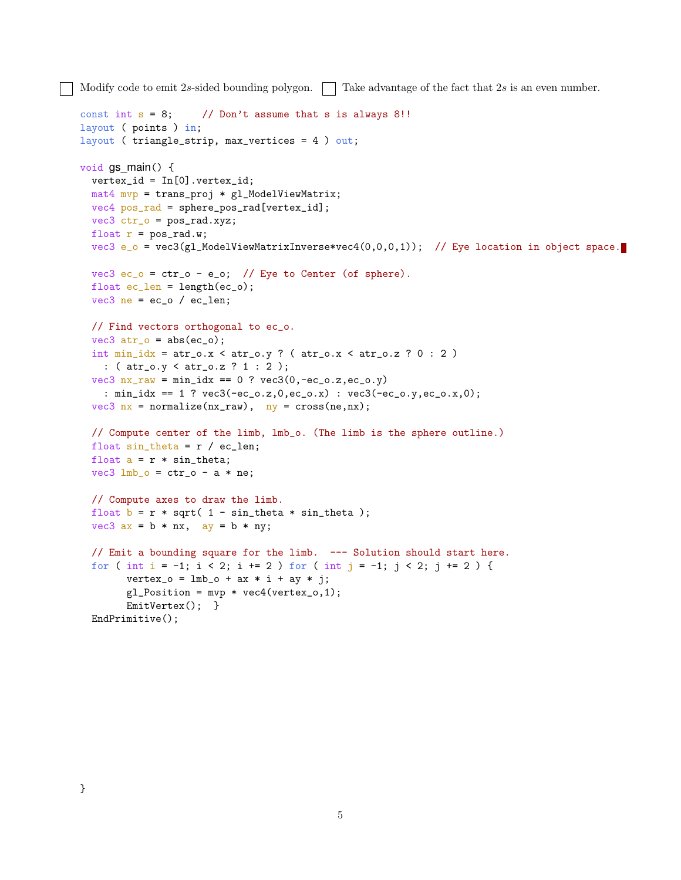☐ Modify code to emit $2s$-sided bounding polygon. ☐ Take advantage of the fact that $2s$ is an even number.

```
const int s = 8;     // Don't assume that s is always 8!!
layout ( points ) in;
layout ( triangle_strip, max_vertices = 4 ) out;

void gs_main() {
  vertex_id = In[0].vertex_id;
  mat4 mvp = trans_proj * gl_ModelViewMatrix;
  vec4 pos_rad = sphere_pos_rad[vertex_id];
  vec3 ctr_o = pos_rad.xyz;
  float r = pos_rad.w;
  vec3 e_o = vec3(gl_ModelViewMatrixInverse*vec4(0,0,0,1));  // Eye location in object space.

  vec3 ec_o = ctr_o - e_o;  // Eye to Center (of sphere).
  float ec_len = length(ec_o);
  vec3 ne = ec_o / ec_len;

  // Find vectors orthogonal to ec_o.
  vec3 atr_o = abs(ec_o);
  int min_idx = atr_o.x < atr_o.y ? ( atr_o.x < atr_o.z ? 0 : 2 )
    : ( atr_o.y < atr_o.z ? 1 : 2 );
  vec3 nx_raw = min_idx == 0 ? vec3(0,-ec_o.z,ec_o.y)
    : min_idx == 1 ? vec3(-ec_o.z,0,ec_o.x) : vec3(-ec_o.y,ec_o.x,0);
  vec3 nx = normalize(nx_raw),  ny = cross(ne,nx);

  // Compute center of the limb, lmb_o. (The limb is the sphere outline.)
  float sin_theta = r / ec_len;
  float a = r * sin_theta;
  vec3 lmb_o = ctr_o - a * ne;

  // Compute axes to draw the limb.
  float b = r * sqrt( 1 - sin_theta * sin_theta );
  vec3 ax = b * nx,  ay = b * ny;

  // Emit a bounding square for the limb.  --- Solution should start here.
  for ( int i = -1; i < 2; i += 2 ) for ( int j = -1; j < 2; j += 2 ) {
        vertex_o = lmb_o + ax * i + ay * j;
        gl_Position = mvp * vec4(vertex_o,1);
        EmitVertex();  }
  EndPrimitive();

}
```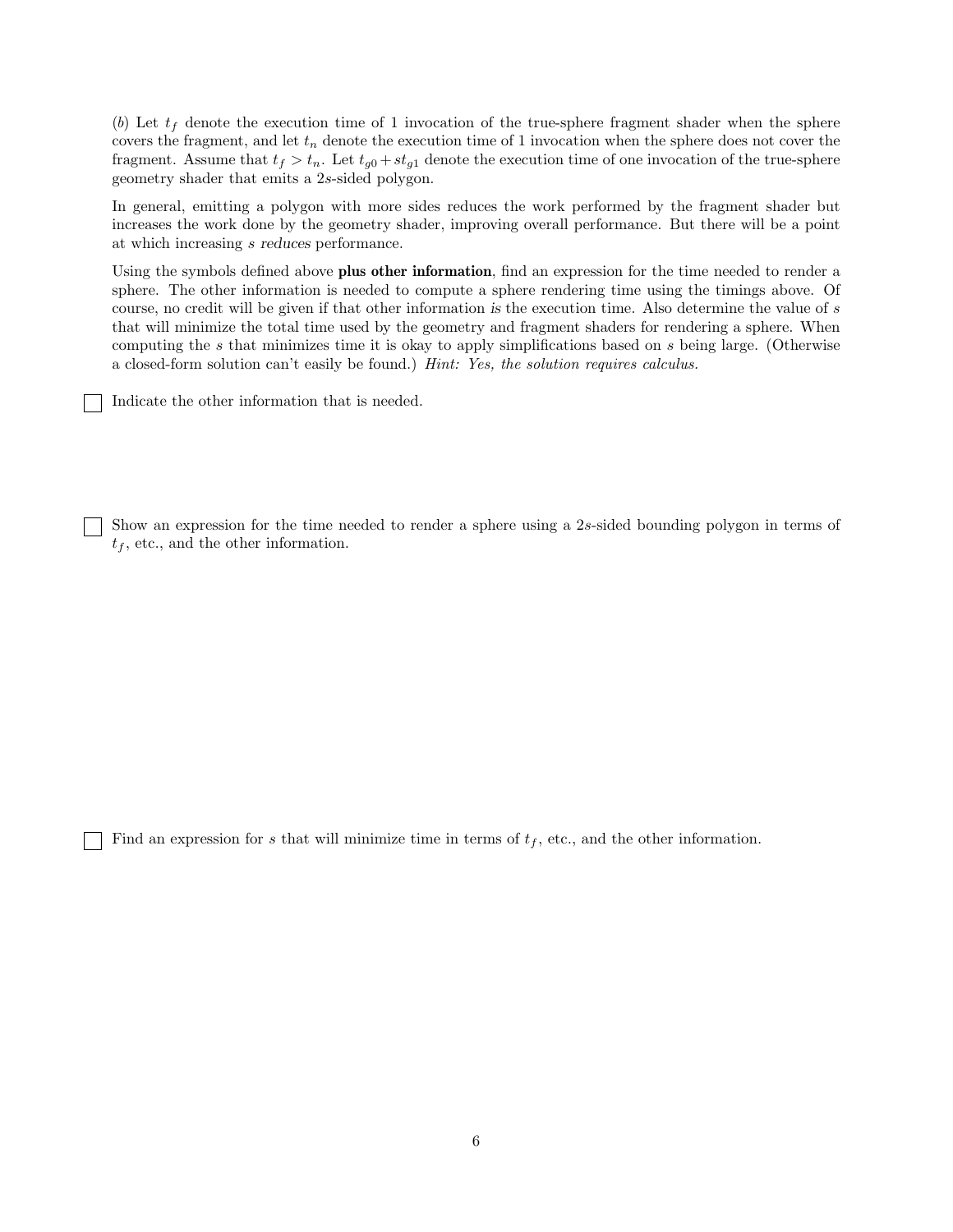(*b*) Let $t_f$ denote the execution time of 1 invocation of the true-sphere fragment shader when the sphere covers the fragment, and let $t_n$ denote the execution time of 1 invocation when the sphere does not cover the fragment. Assume that $t_f > t_n$. Let $t_{g0} + st_{g1}$ denote the execution time of one invocation of the true-sphere geometry shader that emits a $2s$-sided polygon.

In general, emitting a polygon with more sides reduces the work performed by the fragment shader but increases the work done by the geometry shader, improving overall performance. But there will be a point at which increasing $s$ *reduces* performance.

Using the symbols defined above **plus other information**, find an expression for the time needed to render a sphere. The other information is needed to compute a sphere rendering time using the timings above. Of course, no credit will be given if that other information *is* the execution time. Also determine the value of $s$ that will minimize the total time used by the geometry and fragment shaders for rendering a sphere. When computing the $s$ that minimizes time it is okay to apply simplifications based on $s$ being large. (Otherwise a closed-form solution can't easily be found.) *Hint: Yes, the solution requires calculus.*

☐ Indicate the other information that is needed.

☐ Show an expression for the time needed to render a sphere using a $2s$-sided bounding polygon in terms of $t_f$, etc., and the other information.

☐ Find an expression for $s$ that will minimize time in terms of $t_f$, etc., and the other information.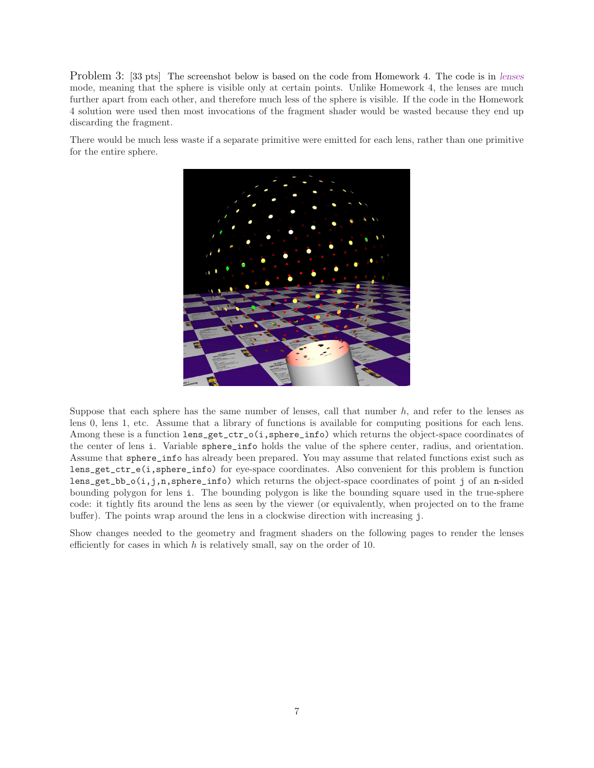Problem 3: [33 pts] The screenshot below is based on the code from Homework 4. The code is in *lenses* mode, meaning that the sphere is visible only at certain points. Unlike Homework 4, the lenses are much further apart from each other, and therefore much less of the sphere is visible. If the code in the Homework 4 solution were used then most invocations of the fragment shader would be wasted because they end up discarding the fragment.

There would be much less waste if a separate primitive were emitted for each lens, rather than one primitive for the entire sphere.

Suppose that each sphere has the same number of lenses, call that number $h$, and refer to the lenses as lens 0, lens 1, etc. Assume that a library of functions is available for computing positions for each lens. Among these is a function `lens_get_ctr_o(i,sphere_info)` which returns the object-space coordinates of the center of lens `i`. Variable `sphere_info` holds the value of the sphere center, radius, and orientation. Assume that `sphere_info` has already been prepared. You may assume that related functions exist such as `lens_get_ctr_e(i,sphere_info)` for eye-space coordinates. Also convenient for this problem is function `lens_get_bb_o(i,j,n,sphere_info)` which returns the object-space coordinates of point `j` of an `n`-sided bounding polygon for lens `i`. The bounding polygon is like the bounding square used in the true-sphere code: it tightly fits around the lens as seen by the viewer (or equivalently, when projected on to the frame buffer). The points wrap around the lens in a clockwise direction with increasing `j`.

Show changes needed to the geometry and fragment shaders on the following pages to render the lenses efficiently for cases in which $h$ is relatively small, say on the order of 10.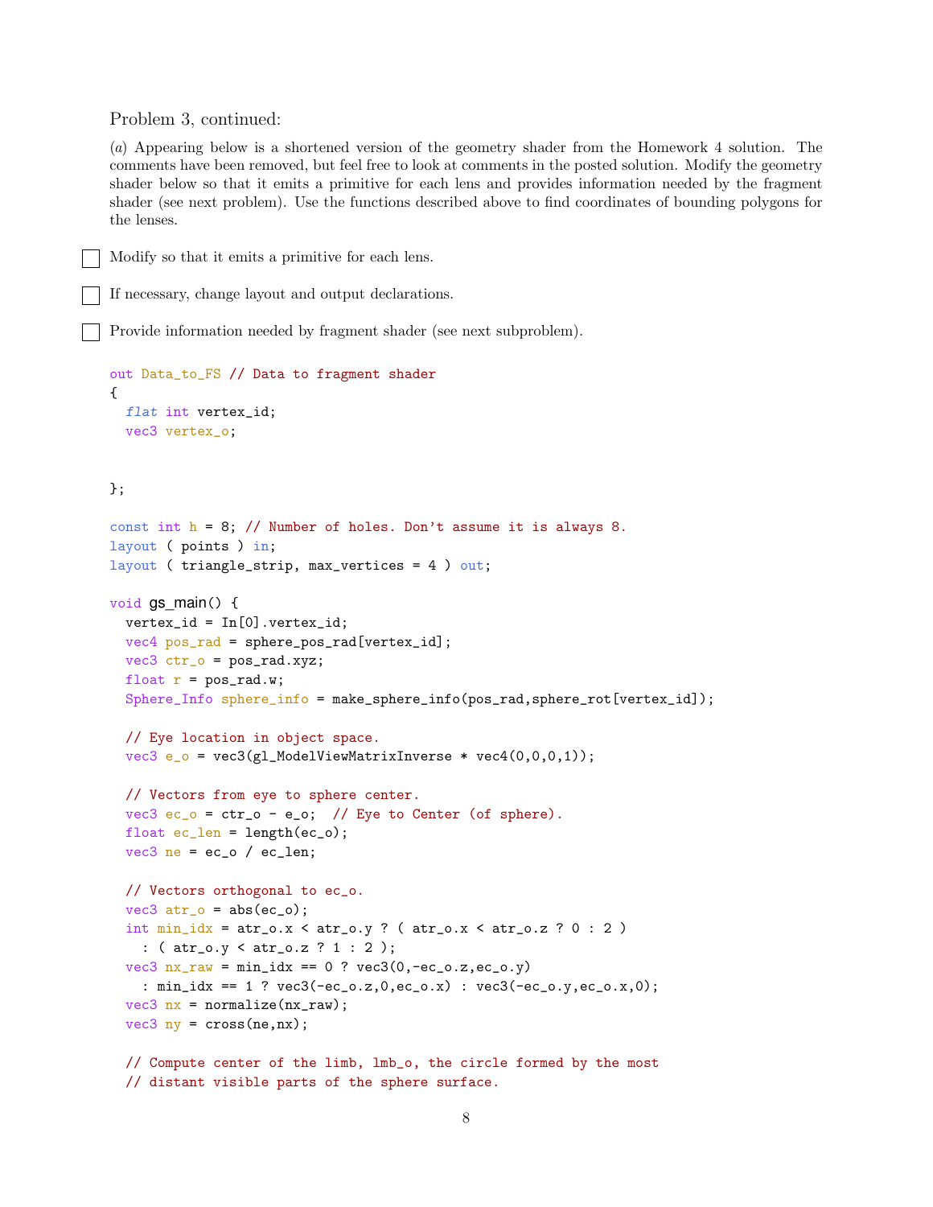Problem 3, continued:

(*a*) Appearing below is a shortened version of the geometry shader from the Homework 4 solution. The comments have been removed, but feel free to look at comments in the posted solution. Modify the geometry shader below so that it emits a primitive for each lens and provides information needed by the fragment shader (see next problem). Use the functions described above to find coordinates of bounding polygons for the lenses.

☐ Modify so that it emits a primitive for each lens.

☐ If necessary, change layout and output declarations.

☐ Provide information needed by fragment shader (see next subproblem).

```
out Data_to_FS // Data to fragment shader
{
  flat int vertex_id;
  vec3 vertex_o;


};

const int h = 8; // Number of holes. Don't assume it is always 8.
layout ( points ) in;
layout ( triangle_strip, max_vertices = 4 ) out;

void gs_main() {
  vertex_id = In[0].vertex_id;
  vec4 pos_rad = sphere_pos_rad[vertex_id];
  vec3 ctr_o = pos_rad.xyz;
  float r = pos_rad.w;
  Sphere_Info sphere_info = make_sphere_info(pos_rad,sphere_rot[vertex_id]);

  // Eye location in object space.
  vec3 e_o = vec3(gl_ModelViewMatrixInverse * vec4(0,0,0,1));

  // Vectors from eye to sphere center.
  vec3 ec_o = ctr_o - e_o;  // Eye to Center (of sphere).
  float ec_len = length(ec_o);
  vec3 ne = ec_o / ec_len;

  // Vectors orthogonal to ec_o.
  vec3 atr_o = abs(ec_o);
  int min_idx = atr_o.x < atr_o.y ? ( atr_o.x < atr_o.z ? 0 : 2 )
    : ( atr_o.y < atr_o.z ? 1 : 2 );
  vec3 nx_raw = min_idx == 0 ? vec3(0,-ec_o.z,ec_o.y)
    : min_idx == 1 ? vec3(-ec_o.z,0,ec_o.x) : vec3(-ec_o.y,ec_o.x,0);
  vec3 nx = normalize(nx_raw);
  vec3 ny = cross(ne,nx);

  // Compute center of the limb, lmb_o, the circle formed by the most
  // distant visible parts of the sphere surface.
```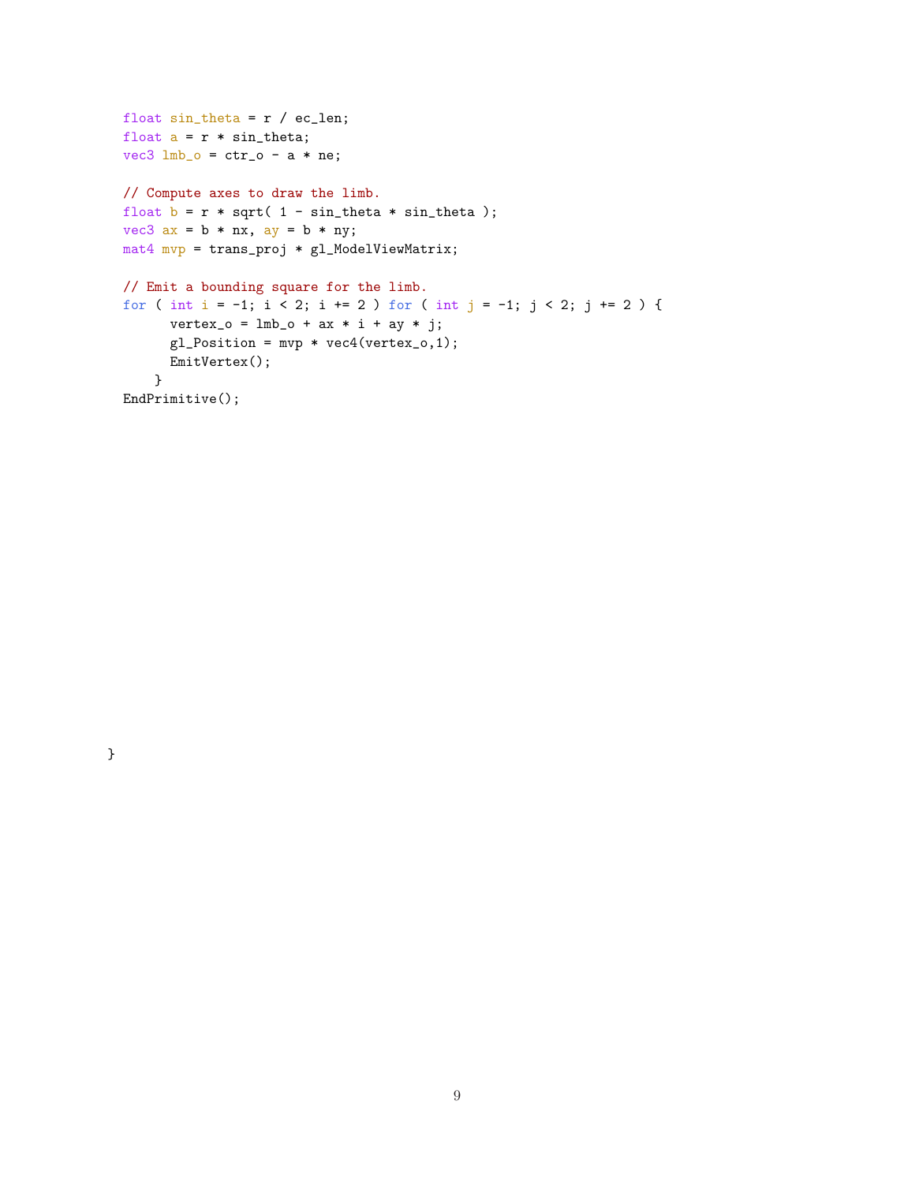```
  float sin_theta = r / ec_len;
  float a = r * sin_theta;
  vec3 lmb_o = ctr_o - a * ne;

  // Compute axes to draw the limb.
  float b = r * sqrt( 1 - sin_theta * sin_theta );
  vec3 ax = b * nx, ay = b * ny;
  mat4 mvp = trans_proj * gl_ModelViewMatrix;

  // Emit a bounding square for the limb.
  for ( int i = -1; i < 2; i += 2 ) for ( int j = -1; j < 2; j += 2 ) {
        vertex_o = lmb_o + ax * i + ay * j;
        gl_Position = mvp * vec4(vertex_o,1);
        EmitVertex();
      }
  EndPrimitive();

}
```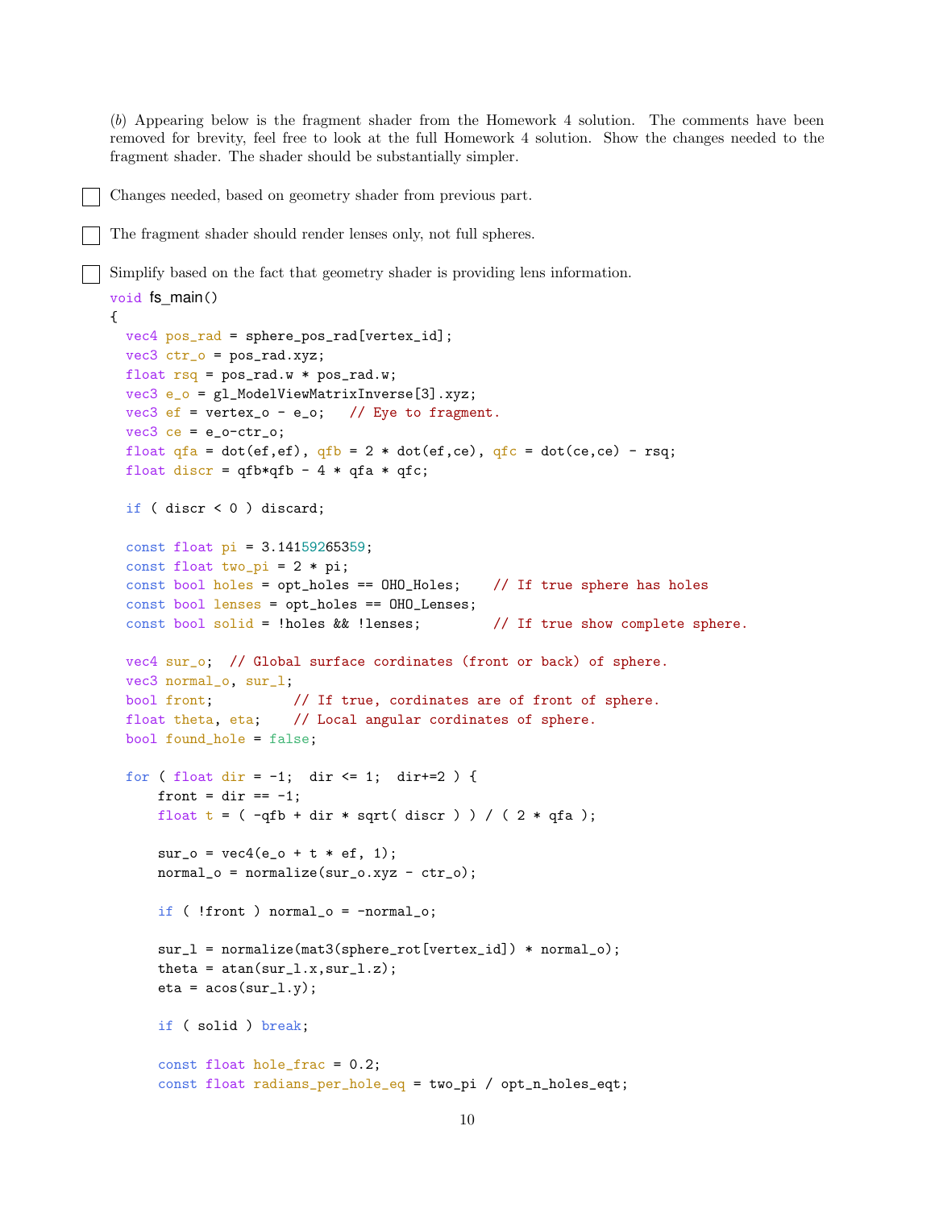(*b*) Appearing below is the fragment shader from the Homework 4 solution. The comments have been removed for brevity, feel free to look at the full Homework 4 solution. Show the changes needed to the fragment shader. The shader should be substantially simpler.

- [ ] Changes needed, based on geometry shader from previous part.

- [ ] The fragment shader should render lenses only, not full spheres.

- [ ] Simplify based on the fact that geometry shader is providing lens information.

```
void fs_main()
{
  vec4 pos_rad = sphere_pos_rad[vertex_id];
  vec3 ctr_o = pos_rad.xyz;
  float rsq = pos_rad.w * pos_rad.w;
  vec3 e_o = gl_ModelViewMatrixInverse[3].xyz;
  vec3 ef = vertex_o - e_o;   // Eye to fragment.
  vec3 ce = e_o-ctr_o;
  float qfa = dot(ef,ef), qfb = 2 * dot(ef,ce), qfc = dot(ce,ce) - rsq;
  float discr = qfb*qfb - 4 * qfa * qfc;

  if ( discr < 0 ) discard;

  const float pi = 3.14159265359;
  const float two_pi = 2 * pi;
  const bool holes = opt_holes == OHO_Holes;    // If true sphere has holes
  const bool lenses = opt_holes == OHO_Lenses;
  const bool solid = !holes && !lenses;         // If true show complete sphere.

  vec4 sur_o;  // Global surface cordinates (front or back) of sphere.
  vec3 normal_o, sur_l;
  bool front;          // If true, cordinates are of front of sphere.
  float theta, eta;    // Local angular cordinates of sphere.
  bool found_hole = false;

  for ( float dir = -1;  dir <= 1;  dir+=2 ) {
      front = dir == -1;
      float t = ( -qfb + dir * sqrt( discr ) ) / ( 2 * qfa );

      sur_o = vec4(e_o + t * ef, 1);
      normal_o = normalize(sur_o.xyz - ctr_o);

      if ( !front ) normal_o = -normal_o;

      sur_l = normalize(mat3(sphere_rot[vertex_id]) * normal_o);
      theta = atan(sur_l.x,sur_l.z);
      eta = acos(sur_l.y);

      if ( solid ) break;

      const float hole_frac = 0.2;
      const float radians_per_hole_eq = two_pi / opt_n_holes_eqt;
```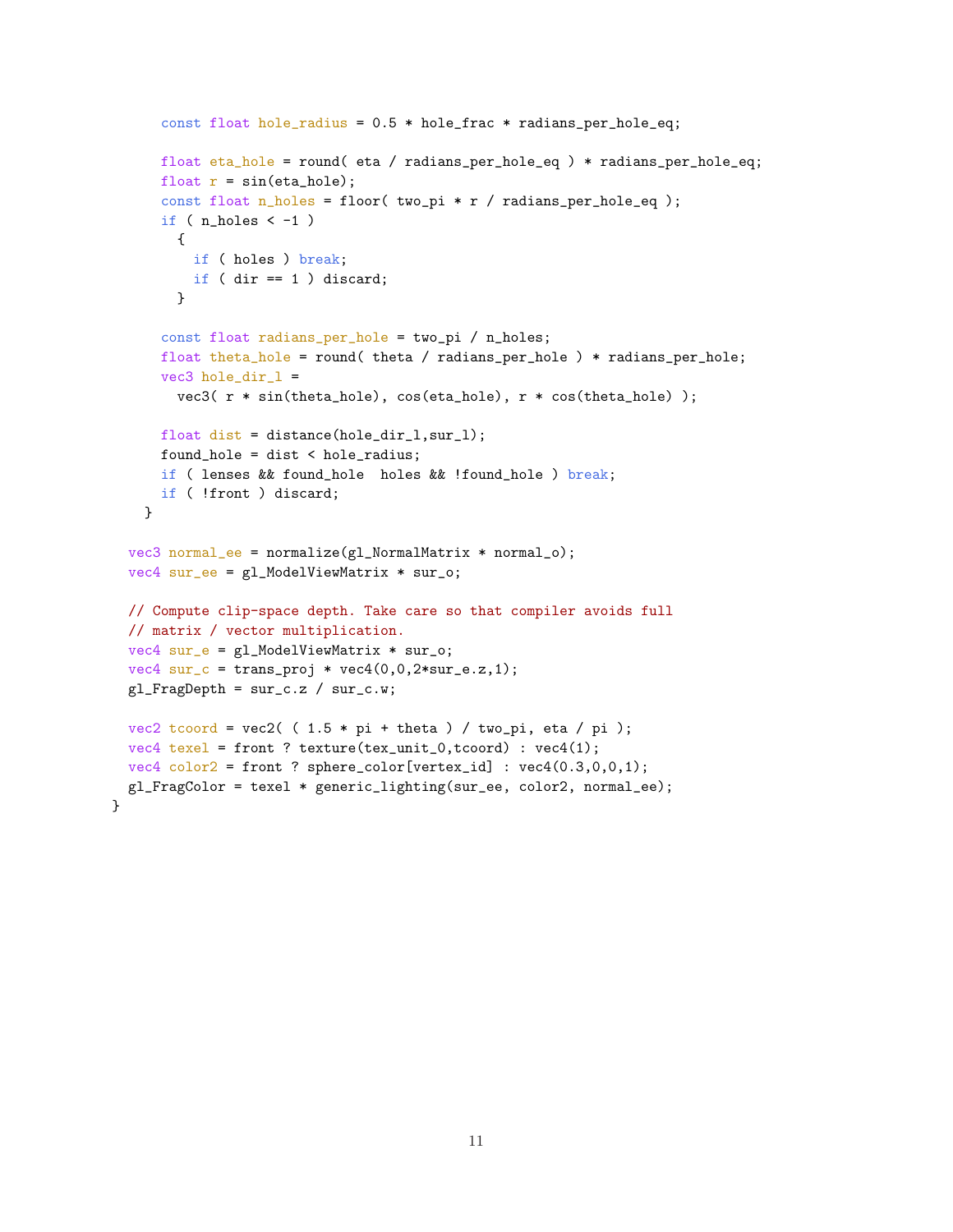```
      const float hole_radius = 0.5 * hole_frac * radians_per_hole_eq;

      float eta_hole = round( eta / radians_per_hole_eq ) * radians_per_hole_eq;
      float r = sin(eta_hole);
      const float n_holes = floor( two_pi * r / radians_per_hole_eq );
      if ( n_holes < -1 )
        {
          if ( holes ) break;
          if ( dir == 1 ) discard;
        }

      const float radians_per_hole = two_pi / n_holes;
      float theta_hole = round( theta / radians_per_hole ) * radians_per_hole;
      vec3 hole_dir_l =
        vec3( r * sin(theta_hole), cos(eta_hole), r * cos(theta_hole) );

      float dist = distance(hole_dir_l,sur_l);
      found_hole = dist < hole_radius;
      if ( lenses && found_hole  holes && !found_hole ) break;
      if ( !front ) discard;
    }

  vec3 normal_ee = normalize(gl_NormalMatrix * normal_o);
  vec4 sur_ee = gl_ModelViewMatrix * sur_o;

  // Compute clip-space depth. Take care so that compiler avoids full
  // matrix / vector multiplication.
  vec4 sur_e = gl_ModelViewMatrix * sur_o;
  vec4 sur_c = trans_proj * vec4(0,0,2*sur_e.z,1);
  gl_FragDepth = sur_c.z / sur_c.w;

  vec2 tcoord = vec2( ( 1.5 * pi + theta ) / two_pi, eta / pi );
  vec4 texel = front ? texture(tex_unit_0,tcoord) : vec4(1);
  vec4 color2 = front ? sphere_color[vertex_id] : vec4(0.3,0,0,1);
  gl_FragColor = texel * generic_lighting(sur_ee, color2, normal_ee);
}
```